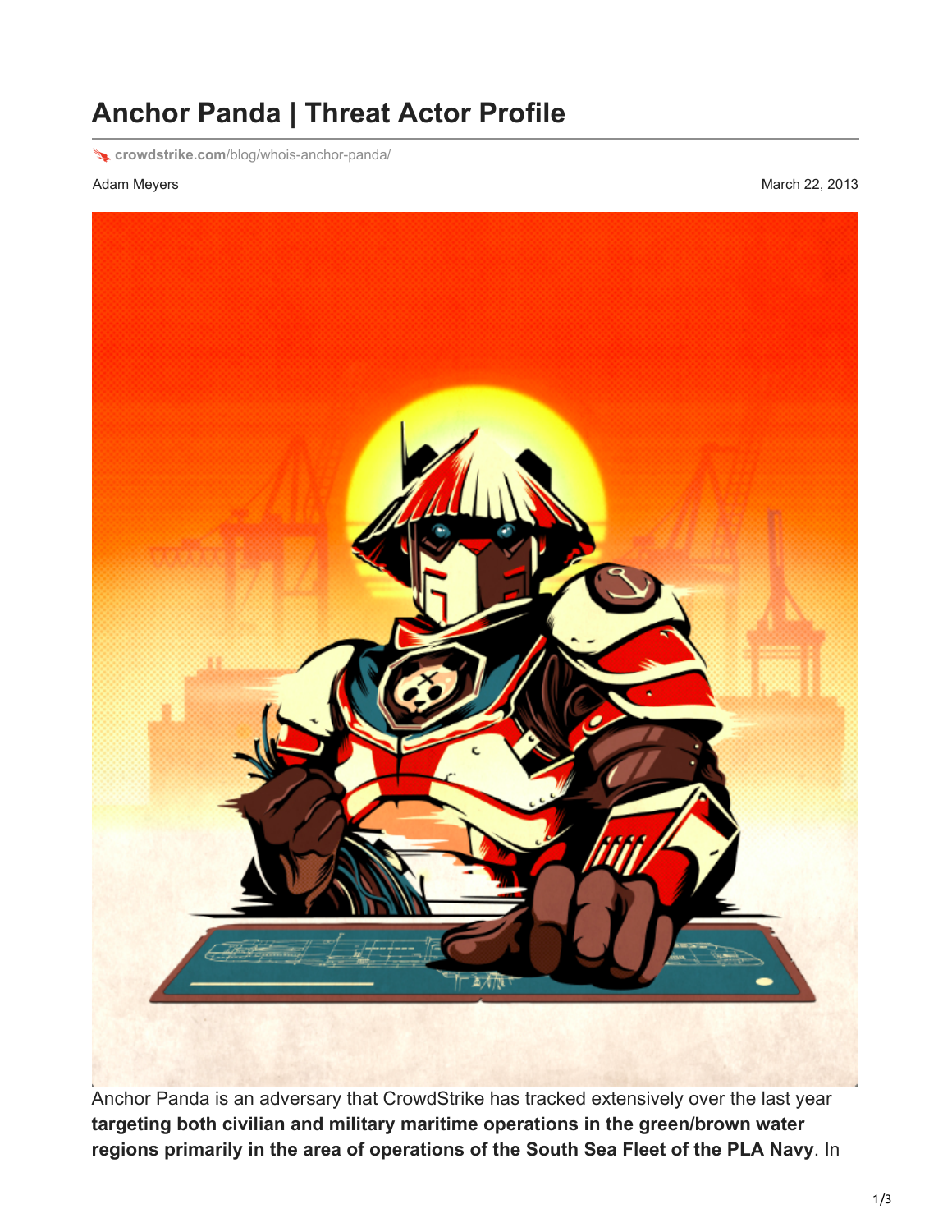# Anchor Panda | Threat Actor Profile

crowdstrike.com/blog/whois-anchor-panda/

Adam Meyers

March 22, 2013

Anchor Panda is an adversary that CrowdStrike has tracked extensively over the last year **targeting both civilian and military maritime operations in the green/brown water regions primarily in the area of operations of the South Sea Fleet of the PLA Navy**. In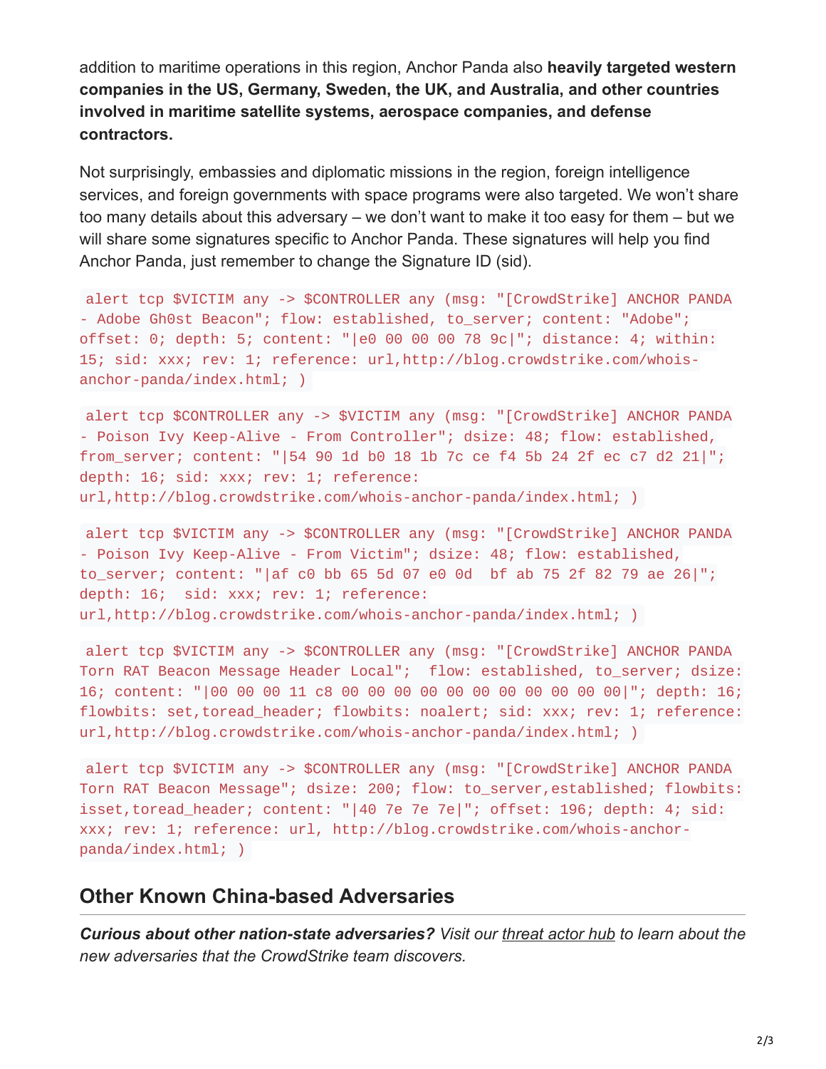addition to maritime operations in this region, Anchor Panda also **heavily targeted western companies in the US, Germany, Sweden, the UK, and Australia, and other countries involved in maritime satellite systems, aerospace companies, and defense contractors.**

Not surprisingly, embassies and diplomatic missions in the region, foreign intelligence services, and foreign governments with space programs were also targeted. We won't share too many details about this adversary – we don't want to make it too easy for them – but we will share some signatures specific to Anchor Panda. These signatures will help you find Anchor Panda, just remember to change the Signature ID (sid).

```
alert tcp $VICTIM any -> $CONTROLLER any (msg: "[CrowdStrike] ANCHOR PANDA - Adobe Gh0st Beacon"; flow: established, to_server; content: "Adobe"; offset: 0; depth: 5; content: "|e0 00 00 00 78 9c|"; distance: 4; within: 15; sid: xxx; rev: 1; reference: url,http://blog.crowdstrike.com/whois-anchor-panda/index.html; )
```

```
alert tcp $CONTROLLER any -> $VICTIM any (msg: "[CrowdStrike] ANCHOR PANDA - Poison Ivy Keep-Alive - From Controller"; dsize: 48; flow: established, from_server; content: "|54 90 1d b0 18 1b 7c ce f4 5b 24 2f ec c7 d2 21|"; depth: 16; sid: xxx; rev: 1; reference: url,http://blog.crowdstrike.com/whois-anchor-panda/index.html; )
```

```
alert tcp $VICTIM any -> $CONTROLLER any (msg: "[CrowdStrike] ANCHOR PANDA - Poison Ivy Keep-Alive - From Victim"; dsize: 48; flow: established, to_server; content: "|af c0 bb 65 5d 07 e0 0d  bf ab 75 2f 82 79 ae 26|"; depth: 16;  sid: xxx; rev: 1; reference: url,http://blog.crowdstrike.com/whois-anchor-panda/index.html; )
```

```
alert tcp $VICTIM any -> $CONTROLLER any (msg: "[CrowdStrike] ANCHOR PANDA Torn RAT Beacon Message Header Local";  flow: established, to_server; dsize: 16; content: "|00 00 00 11 c8 00 00 00 00 00 00 00 00 00 00 00|"; depth: 16; flowbits: set,toread_header; flowbits: noalert; sid: xxx; rev: 1; reference: url,http://blog.crowdstrike.com/whois-anchor-panda/index.html; )
```

```
alert tcp $VICTIM any -> $CONTROLLER any (msg: "[CrowdStrike] ANCHOR PANDA Torn RAT Beacon Message"; dsize: 200; flow: to_server,established; flowbits: isset,toread_header; content: "|40 7e 7e 7e|"; offset: 196; depth: 4; sid: xxx; rev: 1; reference: url, http://blog.crowdstrike.com/whois-anchor-panda/index.html; )
```

## Other Known China-based Adversaries

***Curious about other nation-state adversaries?*** *Visit our threat actor hub to learn about the new adversaries that the CrowdStrike team discovers.*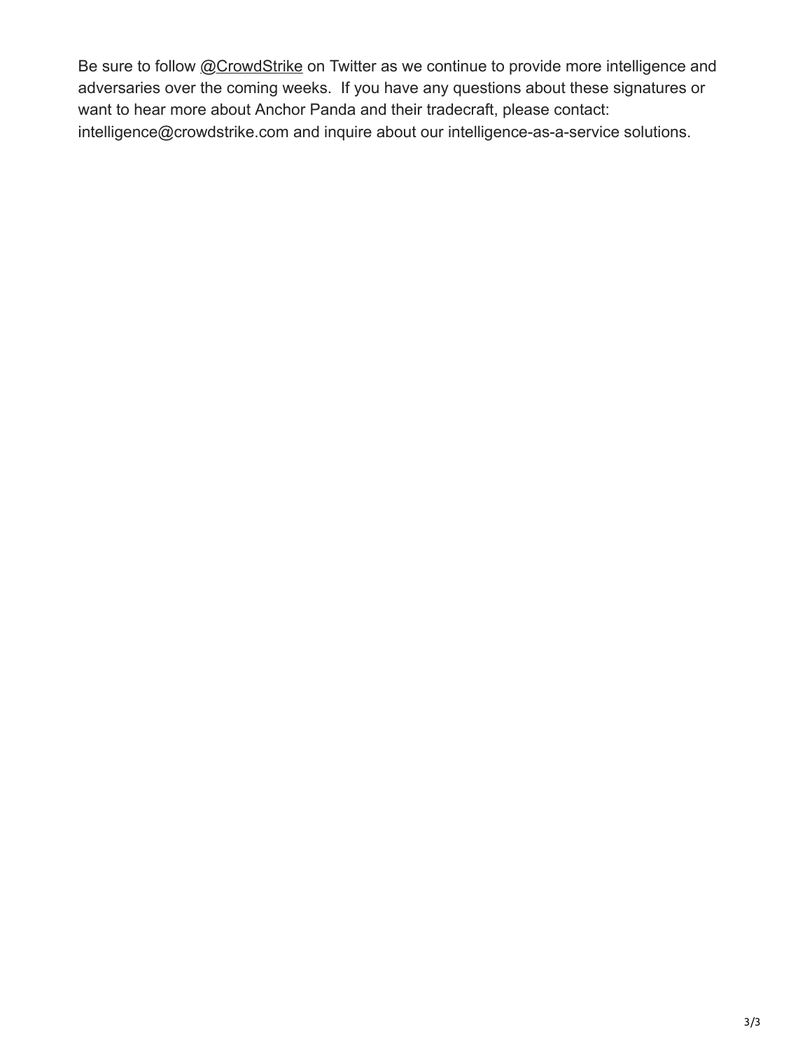Be sure to follow @CrowdStrike on Twitter as we continue to provide more intelligence and adversaries over the coming weeks.  If you have any questions about these signatures or want to hear more about Anchor Panda and their tradecraft, please contact: intelligence@crowdstrike.com and inquire about our intelligence-as-a-service solutions.